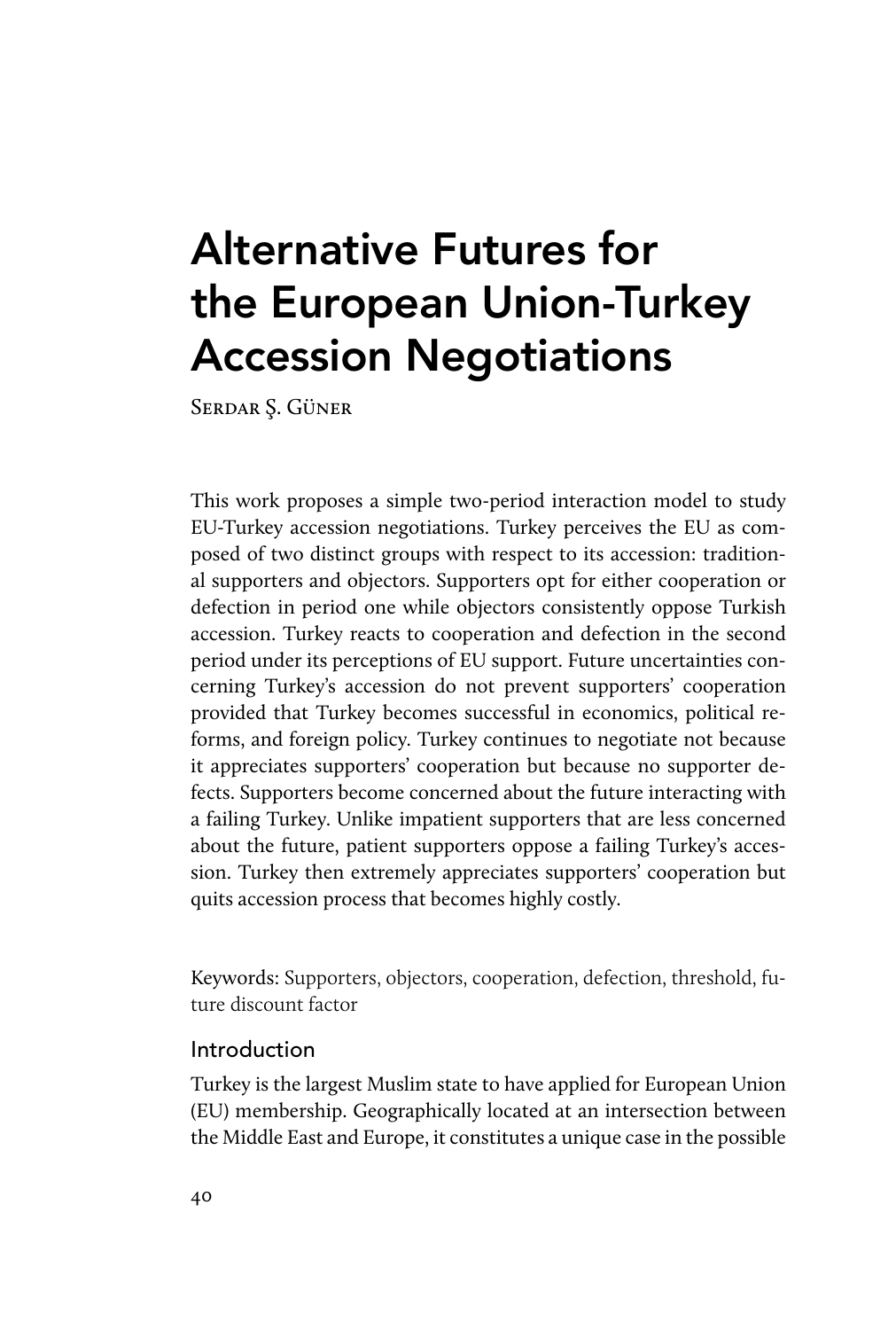# Alternative Futures for the European Union-Turkey Accession Negotiations

Serdar Ş. Güner

This work proposes a simple two-period interaction model to study EU-Turkey accession negotiations. Turkey perceives the EU as composed of two distinct groups with respect to its accession: traditional supporters and objectors. Supporters opt for either cooperation or defection in period one while objectors consistently oppose Turkish accession. Turkey reacts to cooperation and defection in the second period under its perceptions of EU support. Future uncertainties concerning Turkey's accession do not prevent supporters' cooperation provided that Turkey becomes successful in economics, political reforms, and foreign policy. Turkey continues to negotiate not because it appreciates supporters' cooperation but because no supporter defects. Supporters become concerned about the future interacting with a failing Turkey. Unlike impatient supporters that are less concerned about the future, patient supporters oppose a failing Turkey's accession. Turkey then extremely appreciates supporters' cooperation but quits accession process that becomes highly costly.

Keywords: Supporters, objectors, cooperation, defection, threshold, future discount factor

## Introduction

Turkey is the largest Muslim state to have applied for European Union (EU) membership. Geographically located at an intersection between the Middle East and Europe, it constitutes a unique case in the possible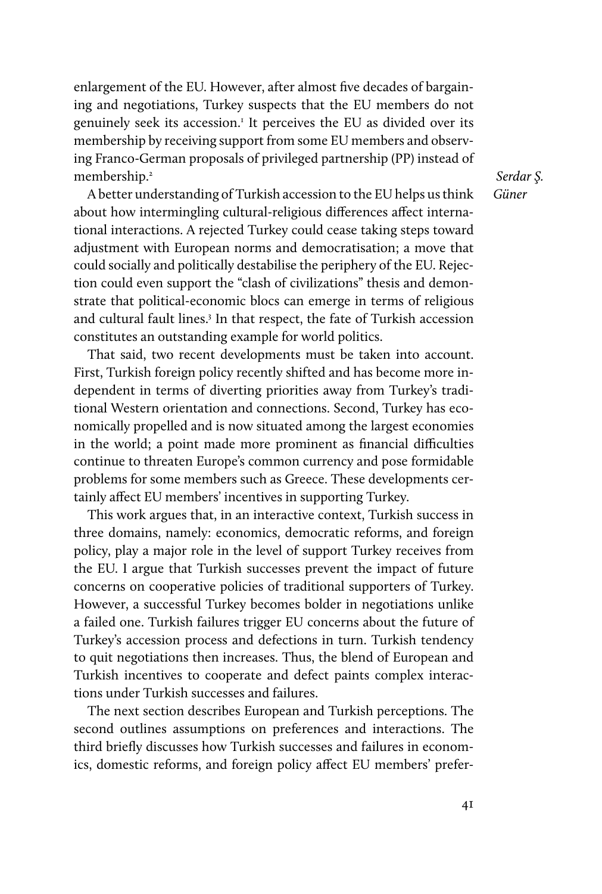enlargement of the EU. However, after almost five decades of bargaining and negotiations, Turkey suspects that the EU members do not genuinely seek its accession.[1] It perceives the EU as divided over its membership by receiving support from some EU members and observing Franco-German proposals of privileged partnership (PP) instead of membership.[2]

A better understanding of Turkish accession to the EU helps us think about how intermingling cultural-religious differences affect international interactions. A rejected Turkey could cease taking steps toward adjustment with European norms and democratisation; a move that could socially and politically destabilise the periphery of the EU. Rejection could even support the "clash of civilizations" thesis and demonstrate that political-economic blocs can emerge in terms of religious and cultural fault lines.[3] In that respect, the fate of Turkish accession constitutes an outstanding example for world politics.

That said, two recent developments must be taken into account. First, Turkish foreign policy recently shifted and has become more independent in terms of diverting priorities away from Turkey's traditional Western orientation and connections. Second, Turkey has economically propelled and is now situated among the largest economies in the world; a point made more prominent as financial difficulties continue to threaten Europe's common currency and pose formidable problems for some members such as Greece. These developments certainly affect EU members' incentives in supporting Turkey.

This work argues that, in an interactive context, Turkish success in three domains, namely: economics, democratic reforms, and foreign policy, play a major role in the level of support Turkey receives from the EU. I argue that Turkish successes prevent the impact of future concerns on cooperative policies of traditional supporters of Turkey. However, a successful Turkey becomes bolder in negotiations unlike a failed one. Turkish failures trigger EU concerns about the future of Turkey's accession process and defections in turn. Turkish tendency to quit negotiations then increases. Thus, the blend of European and Turkish incentives to cooperate and defect paints complex interactions under Turkish successes and failures.

The next section describes European and Turkish perceptions. The second outlines assumptions on preferences and interactions. The third briefly discusses how Turkish successes and failures in economics, domestic reforms, and foreign policy affect EU members' prefer-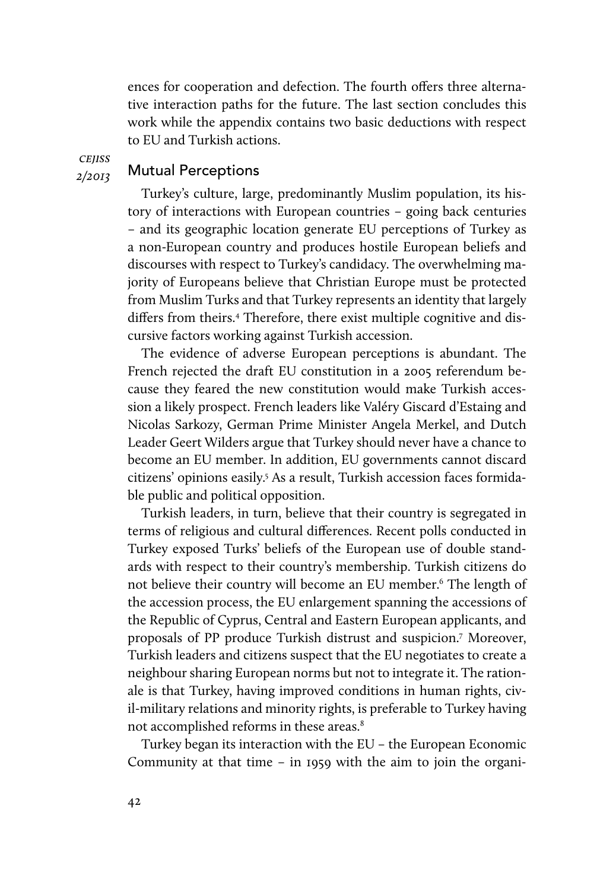ences for cooperation and defection. The fourth offers three alternative interaction paths for the future. The last section concludes this work while the appendix contains two basic deductions with respect to EU and Turkish actions.

## Mutual Perceptions

Turkey's culture, large, predominantly Muslim population, its history of interactions with European countries – going back centuries – and its geographic location generate EU perceptions of Turkey as a non-European country and produces hostile European beliefs and discourses with respect to Turkey's candidacy. The overwhelming majority of Europeans believe that Christian Europe must be protected from Muslim Turks and that Turkey represents an identity that largely differs from theirs.[4] Therefore, there exist multiple cognitive and discursive factors working against Turkish accession.

The evidence of adverse European perceptions is abundant. The French rejected the draft EU constitution in a 2005 referendum because they feared the new constitution would make Turkish accession a likely prospect. French leaders like Valéry Giscard d'Estaing and Nicolas Sarkozy, German Prime Minister Angela Merkel, and Dutch Leader Geert Wilders argue that Turkey should never have a chance to become an EU member. In addition, EU governments cannot discard citizens' opinions easily.[5] As a result, Turkish accession faces formidable public and political opposition.

Turkish leaders, in turn, believe that their country is segregated in terms of religious and cultural differences. Recent polls conducted in Turkey exposed Turks' beliefs of the European use of double standards with respect to their country's membership. Turkish citizens do not believe their country will become an EU member.[6] The length of the accession process, the EU enlargement spanning the accessions of the Republic of Cyprus, Central and Eastern European applicants, and proposals of PP produce Turkish distrust and suspicion.[7] Moreover, Turkish leaders and citizens suspect that the EU negotiates to create a neighbour sharing European norms but not to integrate it. The rationale is that Turkey, having improved conditions in human rights, civil-military relations and minority rights, is preferable to Turkey having not accomplished reforms in these areas.[8]

Turkey began its interaction with the EU – the European Economic Community at that time – in 1959 with the aim to join the organi-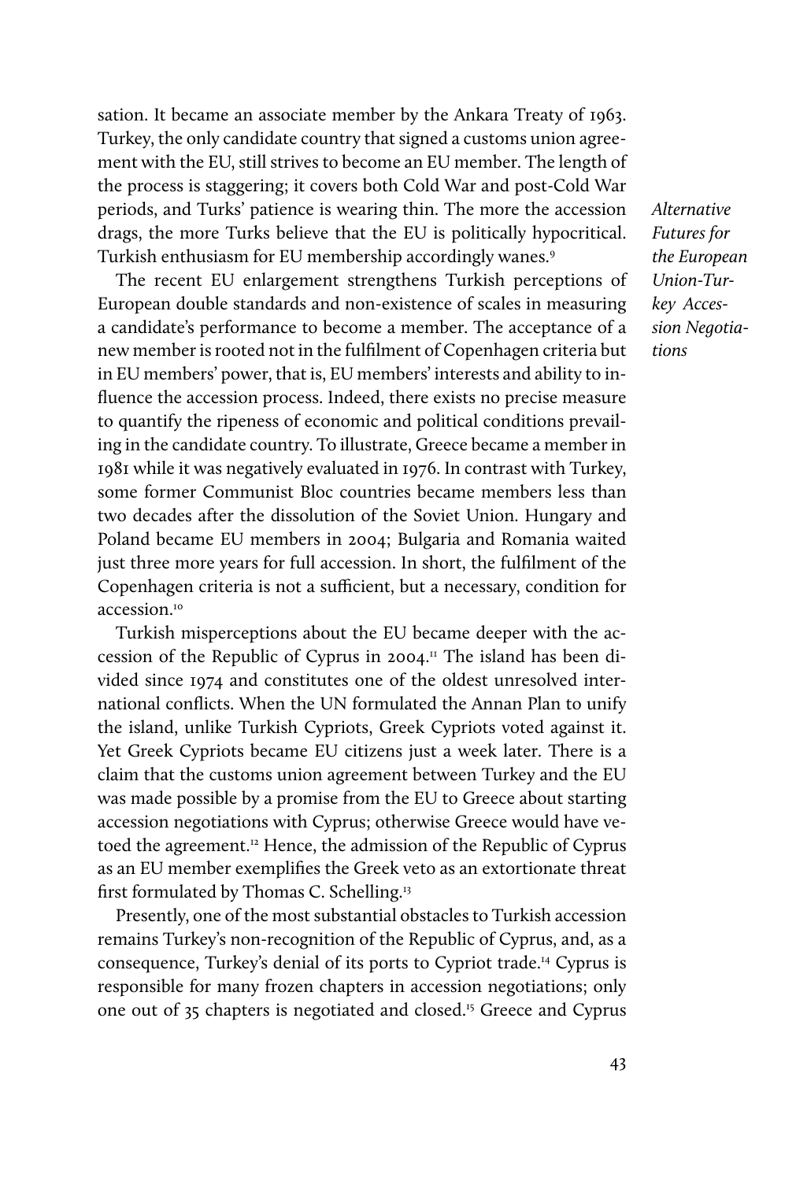sation. It became an associate member by the Ankara Treaty of 1963. Turkey, the only candidate country that signed a customs union agreement with the EU, still strives to become an EU member. The length of the process is staggering; it covers both Cold War and post-Cold War periods, and Turks' patience is wearing thin. The more the accession drags, the more Turks believe that the EU is politically hypocritical. Turkish enthusiasm for EU membership accordingly wanes.[9]

The recent EU enlargement strengthens Turkish perceptions of European double standards and non-existence of scales in measuring a candidate's performance to become a member. The acceptance of a new member is rooted not in the fulfilment of Copenhagen criteria but in EU members' power, that is, EU members' interests and ability to influence the accession process. Indeed, there exists no precise measure to quantify the ripeness of economic and political conditions prevailing in the candidate country. To illustrate, Greece became a member in 1981 while it was negatively evaluated in 1976. In contrast with Turkey, some former Communist Bloc countries became members less than two decades after the dissolution of the Soviet Union. Hungary and Poland became EU members in 2004; Bulgaria and Romania waited just three more years for full accession. In short, the fulfilment of the Copenhagen criteria is not a sufficient, but a necessary, condition for accession.[10]

Turkish misperceptions about the EU became deeper with the accession of the Republic of Cyprus in 2004.[11] The island has been divided since 1974 and constitutes one of the oldest unresolved international conflicts. When the UN formulated the Annan Plan to unify the island, unlike Turkish Cypriots, Greek Cypriots voted against it. Yet Greek Cypriots became EU citizens just a week later. There is a claim that the customs union agreement between Turkey and the EU was made possible by a promise from the EU to Greece about starting accession negotiations with Cyprus; otherwise Greece would have vetoed the agreement.[12] Hence, the admission of the Republic of Cyprus as an EU member exemplifies the Greek veto as an extortionate threat first formulated by Thomas C. Schelling.[13]

Presently, one of the most substantial obstacles to Turkish accession remains Turkey's non-recognition of the Republic of Cyprus, and, as a consequence, Turkey's denial of its ports to Cypriot trade.[14] Cyprus is responsible for many frozen chapters in accession negotiations; only one out of 35 chapters is negotiated and closed.[15] Greece and Cyprus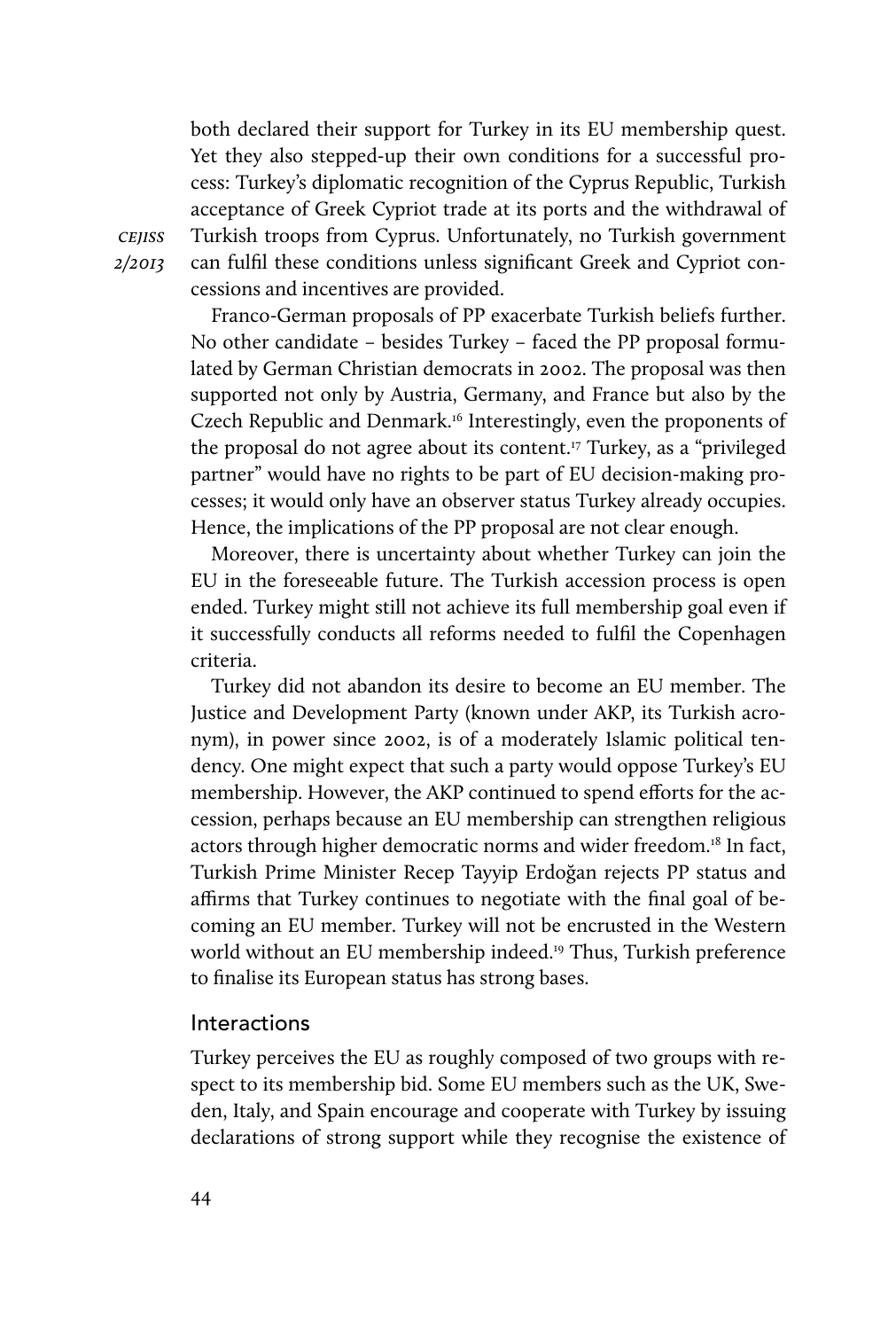both declared their support for Turkey in its EU membership quest. Yet they also stepped-up their own conditions for a successful process: Turkey's diplomatic recognition of the Cyprus Republic, Turkish acceptance of Greek Cypriot trade at its ports and the withdrawal of Turkish troops from Cyprus. Unfortunately, no Turkish government can fulfil these conditions unless significant Greek and Cypriot concessions and incentives are provided.

Franco-German proposals of PP exacerbate Turkish beliefs further. No other candidate – besides Turkey – faced the PP proposal formulated by German Christian democrats in 2002. The proposal was then supported not only by Austria, Germany, and France but also by the Czech Republic and Denmark.[16] Interestingly, even the proponents of the proposal do not agree about its content.[17] Turkey, as a "privileged partner" would have no rights to be part of EU decision-making processes; it would only have an observer status Turkey already occupies. Hence, the implications of the PP proposal are not clear enough.

Moreover, there is uncertainty about whether Turkey can join the EU in the foreseeable future. The Turkish accession process is open ended. Turkey might still not achieve its full membership goal even if it successfully conducts all reforms needed to fulfil the Copenhagen criteria.

Turkey did not abandon its desire to become an EU member. The Justice and Development Party (known under AKP, its Turkish acronym), in power since 2002, is of a moderately Islamic political tendency. One might expect that such a party would oppose Turkey's EU membership. However, the AKP continued to spend efforts for the accession, perhaps because an EU membership can strengthen religious actors through higher democratic norms and wider freedom.[18] In fact, Turkish Prime Minister Recep Tayyip Erdoğan rejects PP status and affirms that Turkey continues to negotiate with the final goal of becoming an EU member. Turkey will not be encrusted in the Western world without an EU membership indeed.[19] Thus, Turkish preference to finalise its European status has strong bases.

## Interactions

Turkey perceives the EU as roughly composed of two groups with respect to its membership bid. Some EU members such as the UK, Sweden, Italy, and Spain encourage and cooperate with Turkey by issuing declarations of strong support while they recognise the existence of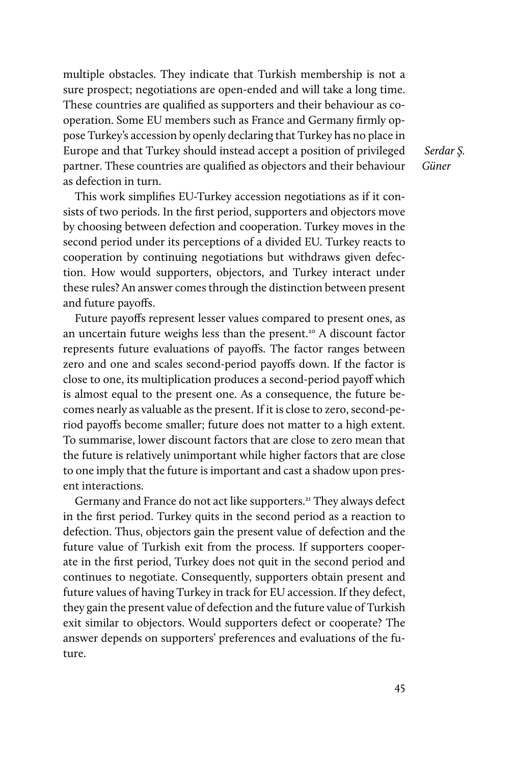multiple obstacles. They indicate that Turkish membership is not a sure prospect; negotiations are open-ended and will take a long time. These countries are qualified as supporters and their behaviour as cooperation. Some EU members such as France and Germany firmly oppose Turkey's accession by openly declaring that Turkey has no place in Europe and that Turkey should instead accept a position of privileged partner. These countries are qualified as objectors and their behaviour as defection in turn.

This work simplifies EU-Turkey accession negotiations as if it consists of two periods. In the first period, supporters and objectors move by choosing between defection and cooperation. Turkey moves in the second period under its perceptions of a divided EU. Turkey reacts to cooperation by continuing negotiations but withdraws given defection. How would supporters, objectors, and Turkey interact under these rules? An answer comes through the distinction between present and future payoffs.

Future payoffs represent lesser values compared to present ones, as an uncertain future weighs less than the present.[20] A discount factor represents future evaluations of payoffs. The factor ranges between zero and one and scales second-period payoffs down. If the factor is close to one, its multiplication produces a second-period payoff which is almost equal to the present one. As a consequence, the future becomes nearly as valuable as the present. If it is close to zero, second-period payoffs become smaller; future does not matter to a high extent. To summarise, lower discount factors that are close to zero mean that the future is relatively unimportant while higher factors that are close to one imply that the future is important and cast a shadow upon present interactions.

Germany and France do not act like supporters.[21] They always defect in the first period. Turkey quits in the second period as a reaction to defection. Thus, objectors gain the present value of defection and the future value of Turkish exit from the process. If supporters cooperate in the first period, Turkey does not quit in the second period and continues to negotiate. Consequently, supporters obtain present and future values of having Turkey in track for EU accession. If they defect, they gain the present value of defection and the future value of Turkish exit similar to objectors. Would supporters defect or cooperate? The answer depends on supporters' preferences and evaluations of the future.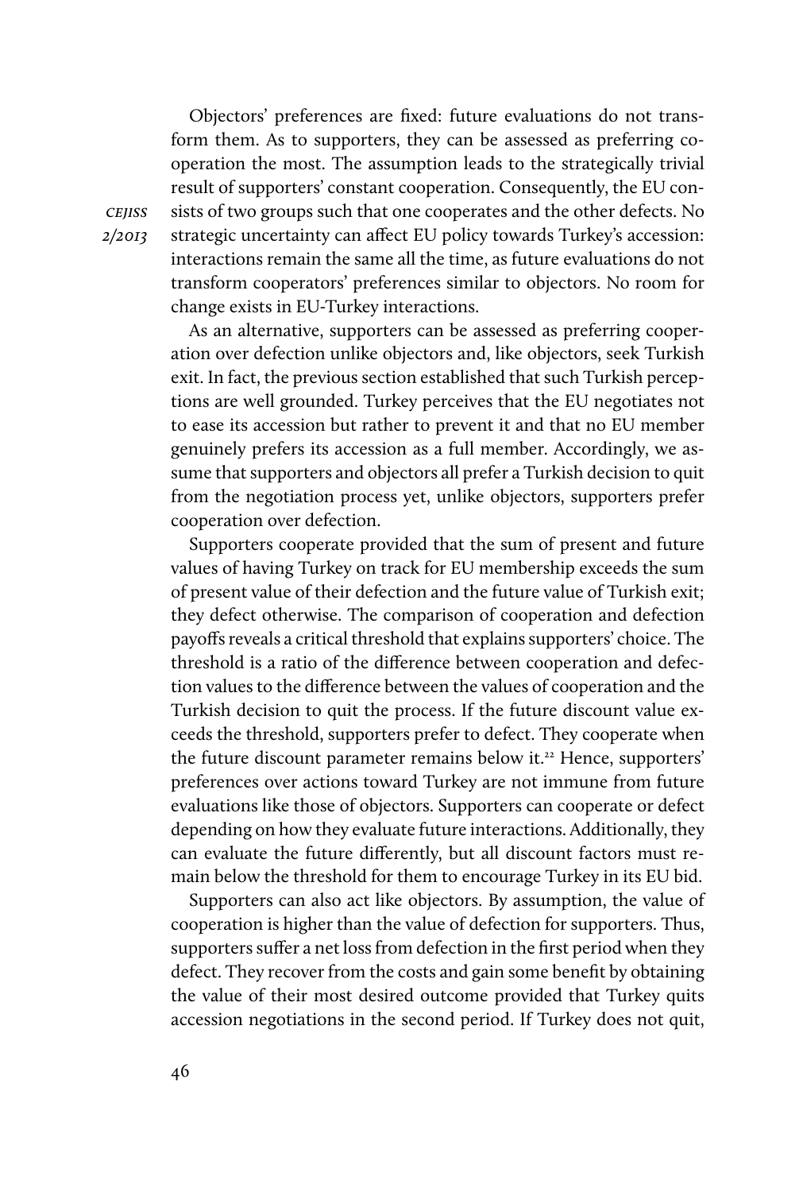Objectors' preferences are fixed: future evaluations do not transform them. As to supporters, they can be assessed as preferring cooperation the most. The assumption leads to the strategically trivial result of supporters' constant cooperation. Consequently, the EU consists of two groups such that one cooperates and the other defects. No strategic uncertainty can affect EU policy towards Turkey's accession: interactions remain the same all the time, as future evaluations do not transform cooperators' preferences similar to objectors. No room for change exists in EU-Turkey interactions.

As an alternative, supporters can be assessed as preferring cooperation over defection unlike objectors and, like objectors, seek Turkish exit. In fact, the previous section established that such Turkish perceptions are well grounded. Turkey perceives that the EU negotiates not to ease its accession but rather to prevent it and that no EU member genuinely prefers its accession as a full member. Accordingly, we assume that supporters and objectors all prefer a Turkish decision to quit from the negotiation process yet, unlike objectors, supporters prefer cooperation over defection.

Supporters cooperate provided that the sum of present and future values of having Turkey on track for EU membership exceeds the sum of present value of their defection and the future value of Turkish exit; they defect otherwise. The comparison of cooperation and defection payoffs reveals a critical threshold that explains supporters' choice. The threshold is a ratio of the difference between cooperation and defection values to the difference between the values of cooperation and the Turkish decision to quit the process. If the future discount value exceeds the threshold, supporters prefer to defect. They cooperate when the future discount parameter remains below it.[22] Hence, supporters' preferences over actions toward Turkey are not immune from future evaluations like those of objectors. Supporters can cooperate or defect depending on how they evaluate future interactions. Additionally, they can evaluate the future differently, but all discount factors must remain below the threshold for them to encourage Turkey in its EU bid.

Supporters can also act like objectors. By assumption, the value of cooperation is higher than the value of defection for supporters. Thus, supporters suffer a net loss from defection in the first period when they defect. They recover from the costs and gain some benefit by obtaining the value of their most desired outcome provided that Turkey quits accession negotiations in the second period. If Turkey does not quit,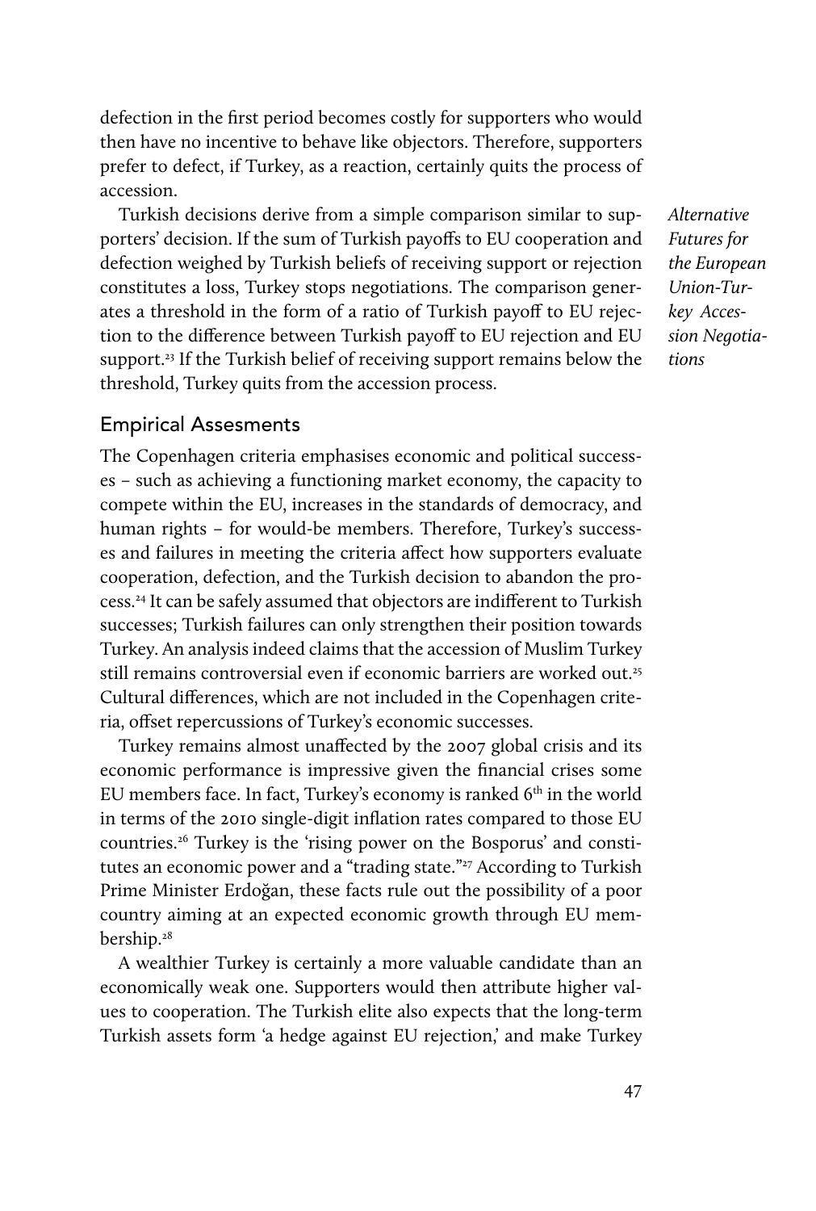defection in the first period becomes costly for supporters who would then have no incentive to behave like objectors. Therefore, supporters prefer to defect, if Turkey, as a reaction, certainly quits the process of accession.

Turkish decisions derive from a simple comparison similar to supporters' decision. If the sum of Turkish payoffs to EU cooperation and defection weighed by Turkish beliefs of receiving support or rejection constitutes a loss, Turkey stops negotiations. The comparison generates a threshold in the form of a ratio of Turkish payoff to EU rejection to the difference between Turkish payoff to EU rejection and EU support.[23] If the Turkish belief of receiving support remains below the threshold, Turkey quits from the accession process.

## Empirical Assesments

The Copenhagen criteria emphasises economic and political successes – such as achieving a functioning market economy, the capacity to compete within the EU, increases in the standards of democracy, and human rights – for would-be members. Therefore, Turkey's successes and failures in meeting the criteria affect how supporters evaluate cooperation, defection, and the Turkish decision to abandon the process.[24] It can be safely assumed that objectors are indifferent to Turkish successes; Turkish failures can only strengthen their position towards Turkey. An analysis indeed claims that the accession of Muslim Turkey still remains controversial even if economic barriers are worked out.[25] Cultural differences, which are not included in the Copenhagen criteria, offset repercussions of Turkey's economic successes.

Turkey remains almost unaffected by the 2007 global crisis and its economic performance is impressive given the financial crises some EU members face. In fact, Turkey's economy is ranked 6th in the world in terms of the 2010 single-digit inflation rates compared to those EU countries.[26] Turkey is the 'rising power on the Bosporus' and constitutes an economic power and a "trading state."[27] According to Turkish Prime Minister Erdoğan, these facts rule out the possibility of a poor country aiming at an expected economic growth through EU membership.[28]

A wealthier Turkey is certainly a more valuable candidate than an economically weak one. Supporters would then attribute higher values to cooperation. The Turkish elite also expects that the long-term Turkish assets form 'a hedge against EU rejection,' and make Turkey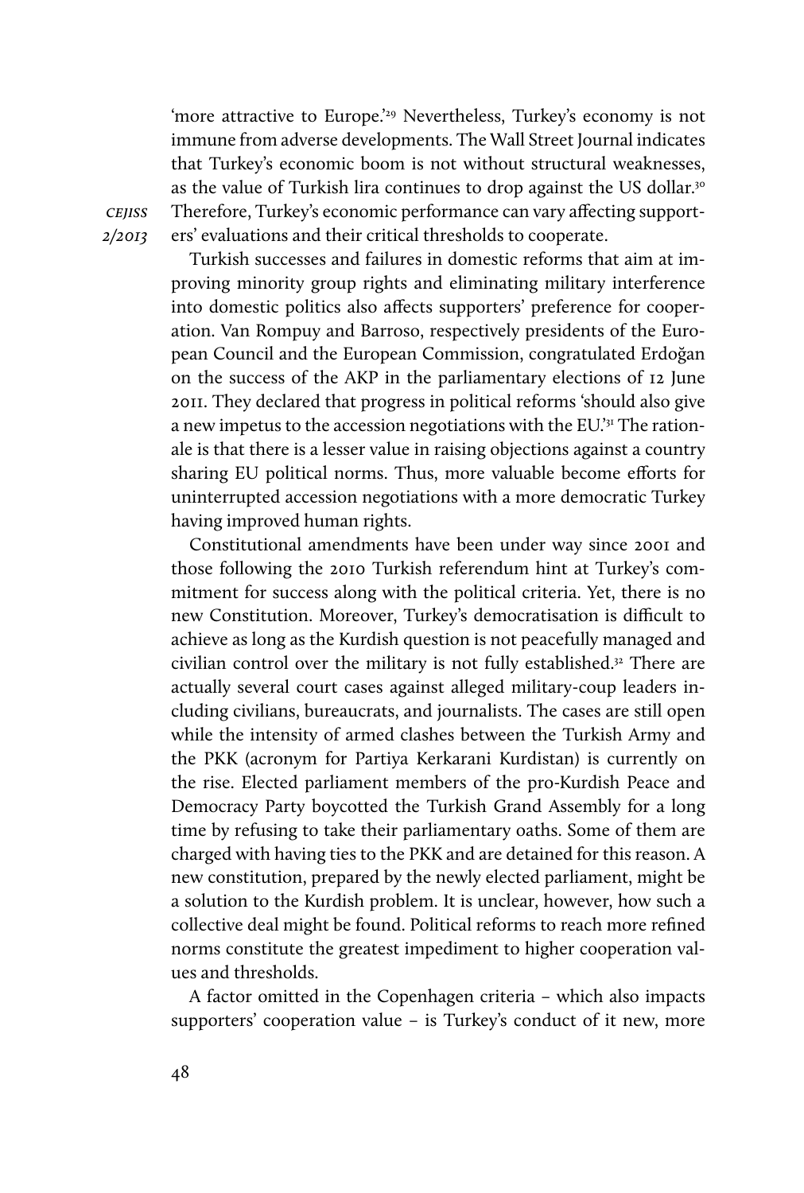'more attractive to Europe.'[29] Nevertheless, Turkey's economy is not immune from adverse developments. The Wall Street Journal indicates that Turkey's economic boom is not without structural weaknesses, as the value of Turkish lira continues to drop against the US dollar.[30] Therefore, Turkey's economic performance can vary affecting supporters' evaluations and their critical thresholds to cooperate.

Turkish successes and failures in domestic reforms that aim at improving minority group rights and eliminating military interference into domestic politics also affects supporters' preference for cooperation. Van Rompuy and Barroso, respectively presidents of the European Council and the European Commission, congratulated Erdoğan on the success of the AKP in the parliamentary elections of 12 June 2011. They declared that progress in political reforms 'should also give a new impetus to the accession negotiations with the EU.'[31] The rationale is that there is a lesser value in raising objections against a country sharing EU political norms. Thus, more valuable become efforts for uninterrupted accession negotiations with a more democratic Turkey having improved human rights.

Constitutional amendments have been under way since 2001 and those following the 2010 Turkish referendum hint at Turkey's commitment for success along with the political criteria. Yet, there is no new Constitution. Moreover, Turkey's democratisation is difficult to achieve as long as the Kurdish question is not peacefully managed and civilian control over the military is not fully established.[32] There are actually several court cases against alleged military-coup leaders including civilians, bureaucrats, and journalists. The cases are still open while the intensity of armed clashes between the Turkish Army and the PKK (acronym for Partiya Kerkarani Kurdistan) is currently on the rise. Elected parliament members of the pro-Kurdish Peace and Democracy Party boycotted the Turkish Grand Assembly for a long time by refusing to take their parliamentary oaths. Some of them are charged with having ties to the PKK and are detained for this reason. A new constitution, prepared by the newly elected parliament, might be a solution to the Kurdish problem. It is unclear, however, how such a collective deal might be found. Political reforms to reach more refined norms constitute the greatest impediment to higher cooperation values and thresholds.

A factor omitted in the Copenhagen criteria – which also impacts supporters' cooperation value – is Turkey's conduct of it new, more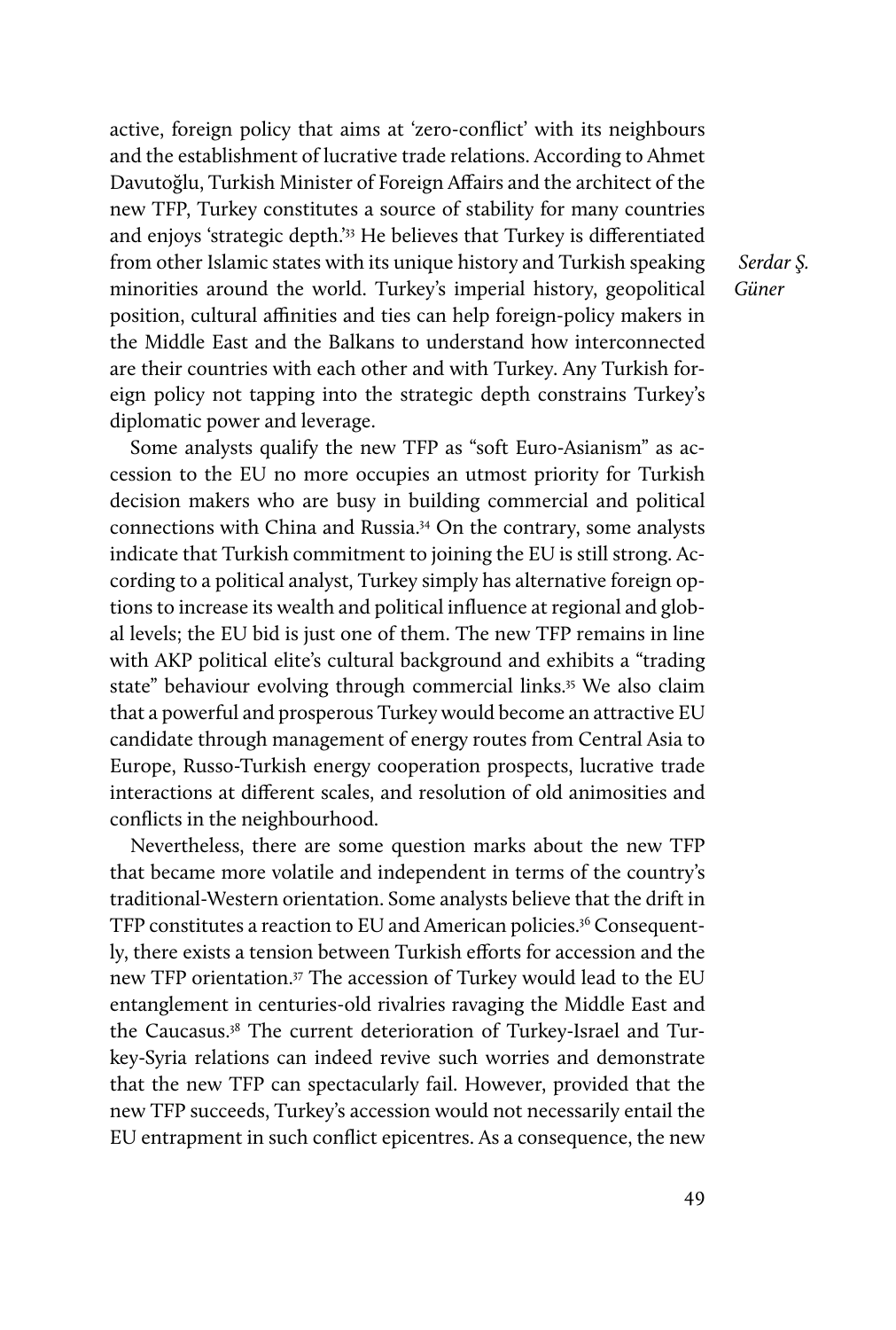active, foreign policy that aims at 'zero-conflict' with its neighbours and the establishment of lucrative trade relations. According to Ahmet Davutoğlu, Turkish Minister of Foreign Affairs and the architect of the new TFP, Turkey constitutes a source of stability for many countries and enjoys 'strategic depth.'[33] He believes that Turkey is differentiated from other Islamic states with its unique history and Turkish speaking minorities around the world. Turkey's imperial history, geopolitical position, cultural affinities and ties can help foreign-policy makers in the Middle East and the Balkans to understand how interconnected are their countries with each other and with Turkey. Any Turkish foreign policy not tapping into the strategic depth constrains Turkey's diplomatic power and leverage.

Some analysts qualify the new TFP as "soft Euro-Asianism" as accession to the EU no more occupies an utmost priority for Turkish decision makers who are busy in building commercial and political connections with China and Russia.[34] On the contrary, some analysts indicate that Turkish commitment to joining the EU is still strong. According to a political analyst, Turkey simply has alternative foreign options to increase its wealth and political influence at regional and global levels; the EU bid is just one of them. The new TFP remains in line with AKP political elite's cultural background and exhibits a "trading state" behaviour evolving through commercial links.[35] We also claim that a powerful and prosperous Turkey would become an attractive EU candidate through management of energy routes from Central Asia to Europe, Russo-Turkish energy cooperation prospects, lucrative trade interactions at different scales, and resolution of old animosities and conflicts in the neighbourhood.

Nevertheless, there are some question marks about the new TFP that became more volatile and independent in terms of the country's traditional-Western orientation. Some analysts believe that the drift in TFP constitutes a reaction to EU and American policies.[36] Consequently, there exists a tension between Turkish efforts for accession and the new TFP orientation.[37] The accession of Turkey would lead to the EU entanglement in centuries-old rivalries ravaging the Middle East and the Caucasus.[38] The current deterioration of Turkey-Israel and Turkey-Syria relations can indeed revive such worries and demonstrate that the new TFP can spectacularly fail. However, provided that the new TFP succeeds, Turkey's accession would not necessarily entail the EU entrapment in such conflict epicentres. As a consequence, the new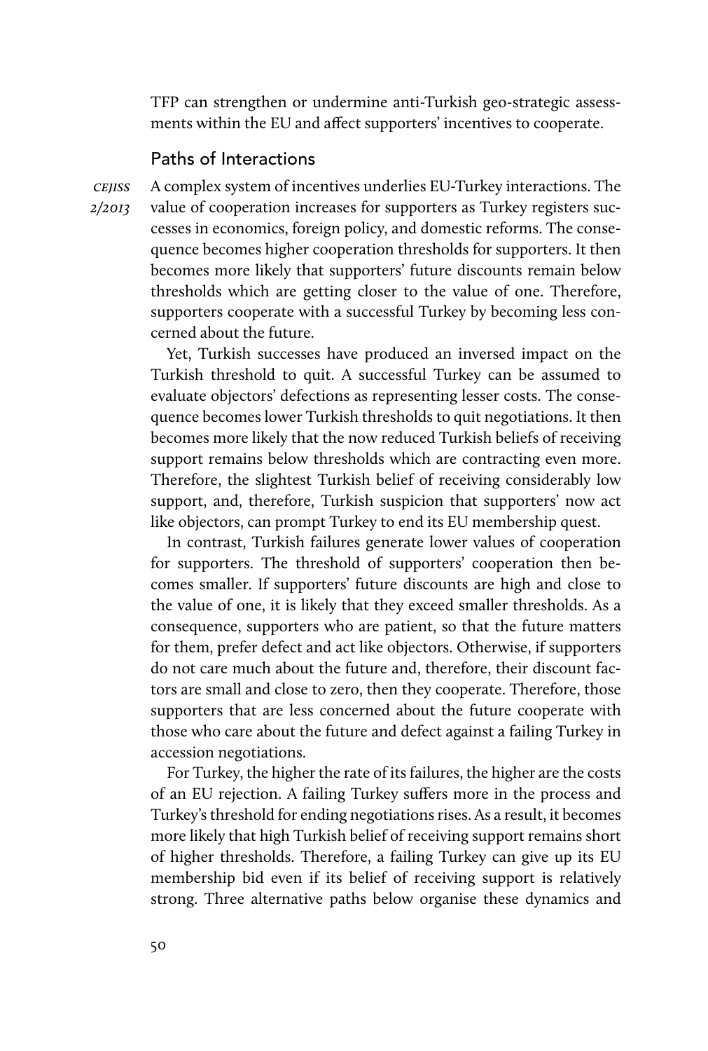TFP can strengthen or undermine anti-Turkish geo-strategic assessments within the EU and affect supporters' incentives to cooperate.

## Paths of Interactions

A complex system of incentives underlies EU-Turkey interactions. The value of cooperation increases for supporters as Turkey registers successes in economics, foreign policy, and domestic reforms. The consequence becomes higher cooperation thresholds for supporters. It then becomes more likely that supporters' future discounts remain below thresholds which are getting closer to the value of one. Therefore, supporters cooperate with a successful Turkey by becoming less concerned about the future.

Yet, Turkish successes have produced an inversed impact on the Turkish threshold to quit. A successful Turkey can be assumed to evaluate objectors' defections as representing lesser costs. The consequence becomes lower Turkish thresholds to quit negotiations. It then becomes more likely that the now reduced Turkish beliefs of receiving support remains below thresholds which are contracting even more. Therefore, the slightest Turkish belief of receiving considerably low support, and, therefore, Turkish suspicion that supporters' now act like objectors, can prompt Turkey to end its EU membership quest.

In contrast, Turkish failures generate lower values of cooperation for supporters. The threshold of supporters' cooperation then becomes smaller. If supporters' future discounts are high and close to the value of one, it is likely that they exceed smaller thresholds. As a consequence, supporters who are patient, so that the future matters for them, prefer defect and act like objectors. Otherwise, if supporters do not care much about the future and, therefore, their discount factors are small and close to zero, then they cooperate. Therefore, those supporters that are less concerned about the future cooperate with those who care about the future and defect against a failing Turkey in accession negotiations.

For Turkey, the higher the rate of its failures, the higher are the costs of an EU rejection. A failing Turkey suffers more in the process and Turkey's threshold for ending negotiations rises. As a result, it becomes more likely that high Turkish belief of receiving support remains short of higher thresholds. Therefore, a failing Turkey can give up its EU membership bid even if its belief of receiving support is relatively strong. Three alternative paths below organise these dynamics and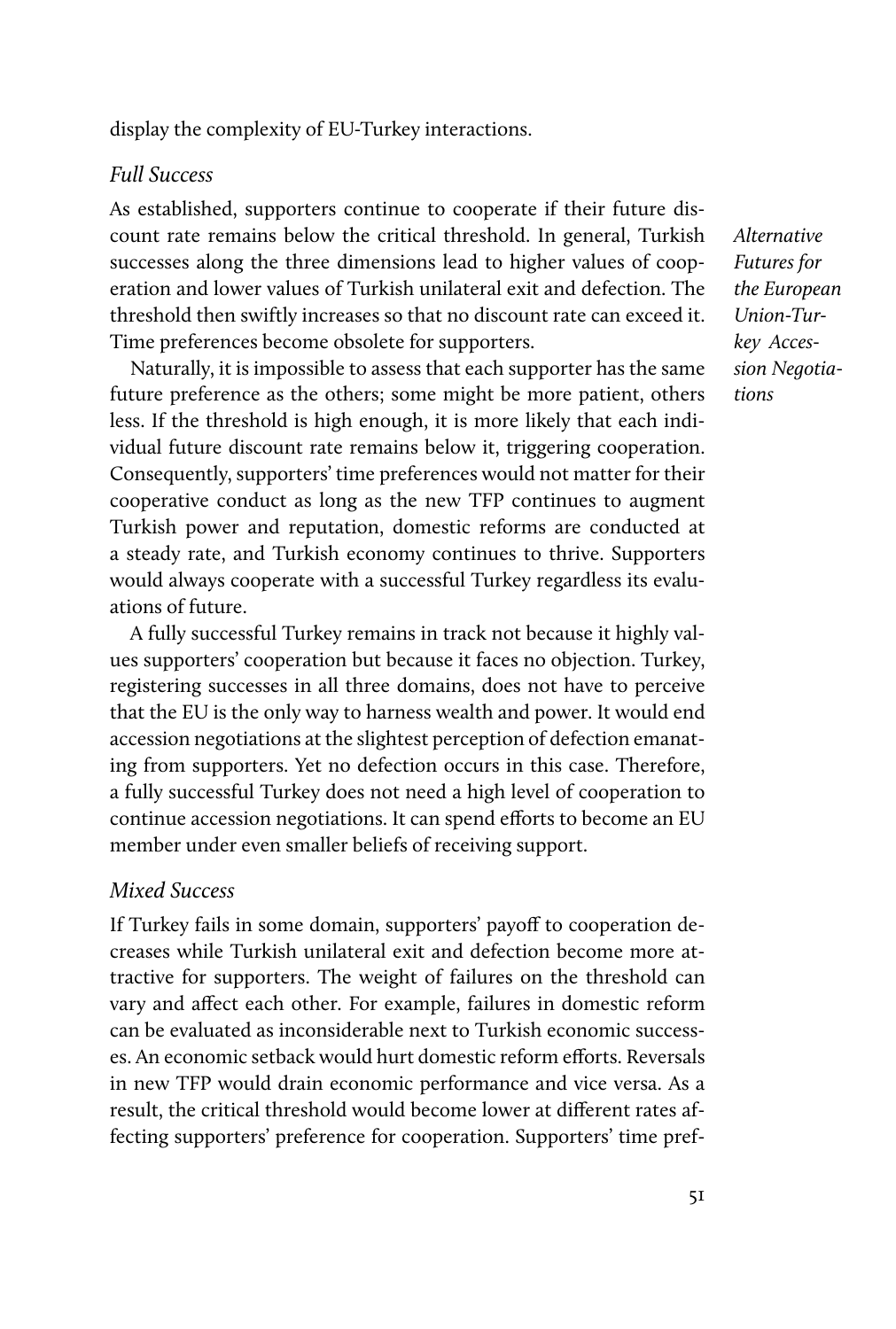display the complexity of EU-Turkey interactions.

### *Full Success*

As established, supporters continue to cooperate if their future discount rate remains below the critical threshold. In general, Turkish successes along the three dimensions lead to higher values of cooperation and lower values of Turkish unilateral exit and defection. The threshold then swiftly increases so that no discount rate can exceed it. Time preferences become obsolete for supporters.

Naturally, it is impossible to assess that each supporter has the same future preference as the others; some might be more patient, others less. If the threshold is high enough, it is more likely that each individual future discount rate remains below it, triggering cooperation. Consequently, supporters' time preferences would not matter for their cooperative conduct as long as the new TFP continues to augment Turkish power and reputation, domestic reforms are conducted at a steady rate, and Turkish economy continues to thrive. Supporters would always cooperate with a successful Turkey regardless its evaluations of future.

A fully successful Turkey remains in track not because it highly values supporters' cooperation but because it faces no objection. Turkey, registering successes in all three domains, does not have to perceive that the EU is the only way to harness wealth and power. It would end accession negotiations at the slightest perception of defection emanating from supporters. Yet no defection occurs in this case. Therefore, a fully successful Turkey does not need a high level of cooperation to continue accession negotiations. It can spend efforts to become an EU member under even smaller beliefs of receiving support.

### *Mixed Success*

If Turkey fails in some domain, supporters' payoff to cooperation decreases while Turkish unilateral exit and defection become more attractive for supporters. The weight of failures on the threshold can vary and affect each other. For example, failures in domestic reform can be evaluated as inconsiderable next to Turkish economic successes. An economic setback would hurt domestic reform efforts. Reversals in new TFP would drain economic performance and vice versa. As a result, the critical threshold would become lower at different rates affecting supporters' preference for cooperation. Supporters' time pref-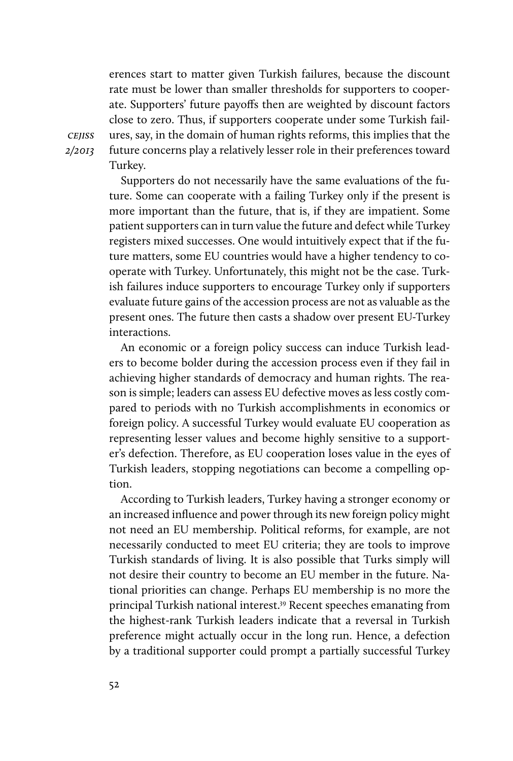erences start to matter given Turkish failures, because the discount rate must be lower than smaller thresholds for supporters to cooperate. Supporters' future payoffs then are weighted by discount factors close to zero. Thus, if supporters cooperate under some Turkish failures, say, in the domain of human rights reforms, this implies that the future concerns play a relatively lesser role in their preferences toward Turkey.

Supporters do not necessarily have the same evaluations of the future. Some can cooperate with a failing Turkey only if the present is more important than the future, that is, if they are impatient. Some patient supporters can in turn value the future and defect while Turkey registers mixed successes. One would intuitively expect that if the future matters, some EU countries would have a higher tendency to cooperate with Turkey. Unfortunately, this might not be the case. Turkish failures induce supporters to encourage Turkey only if supporters evaluate future gains of the accession process are not as valuable as the present ones. The future then casts a shadow over present EU-Turkey interactions.

An economic or a foreign policy success can induce Turkish leaders to become bolder during the accession process even if they fail in achieving higher standards of democracy and human rights. The reason is simple; leaders can assess EU defective moves as less costly compared to periods with no Turkish accomplishments in economics or foreign policy. A successful Turkey would evaluate EU cooperation as representing lesser values and become highly sensitive to a supporter's defection. Therefore, as EU cooperation loses value in the eyes of Turkish leaders, stopping negotiations can become a compelling option.

According to Turkish leaders, Turkey having a stronger economy or an increased influence and power through its new foreign policy might not need an EU membership. Political reforms, for example, are not necessarily conducted to meet EU criteria; they are tools to improve Turkish standards of living. It is also possible that Turks simply will not desire their country to become an EU member in the future. National priorities can change. Perhaps EU membership is no more the principal Turkish national interest.[39] Recent speeches emanating from the highest-rank Turkish leaders indicate that a reversal in Turkish preference might actually occur in the long run. Hence, a defection by a traditional supporter could prompt a partially successful Turkey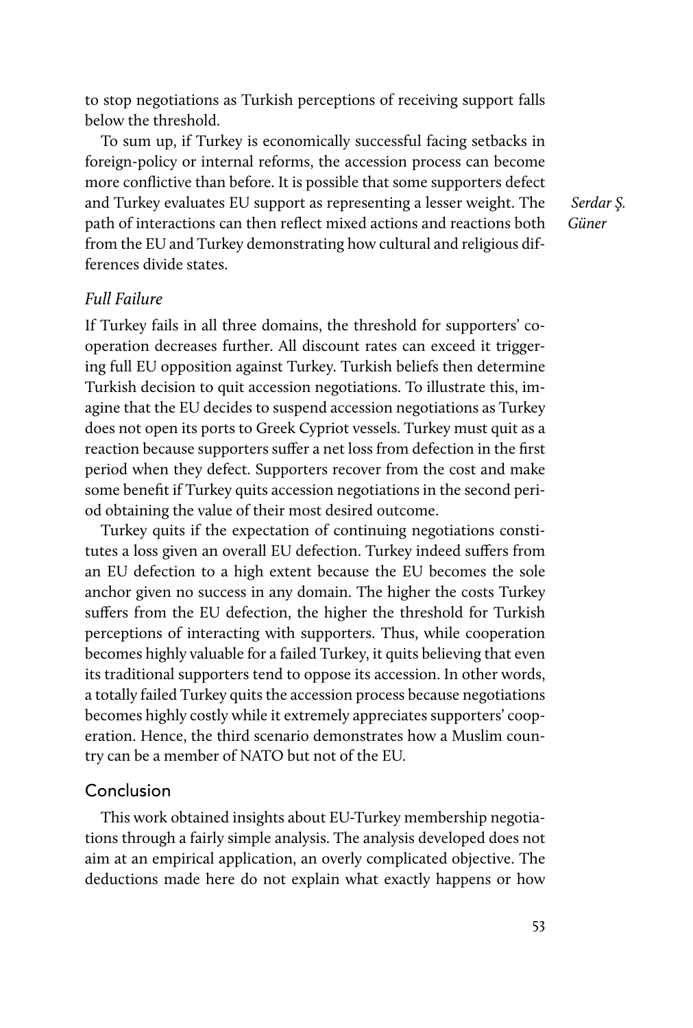to stop negotiations as Turkish perceptions of receiving support falls below the threshold.

To sum up, if Turkey is economically successful facing setbacks in foreign-policy or internal reforms, the accession process can become more conflictive than before. It is possible that some supporters defect and Turkey evaluates EU support as representing a lesser weight. The path of interactions can then reflect mixed actions and reactions both from the EU and Turkey demonstrating how cultural and religious differences divide states.

### *Full Failure*

If Turkey fails in all three domains, the threshold for supporters' cooperation decreases further. All discount rates can exceed it triggering full EU opposition against Turkey. Turkish beliefs then determine Turkish decision to quit accession negotiations. To illustrate this, imagine that the EU decides to suspend accession negotiations as Turkey does not open its ports to Greek Cypriot vessels. Turkey must quit as a reaction because supporters suffer a net loss from defection in the first period when they defect. Supporters recover from the cost and make some benefit if Turkey quits accession negotiations in the second period obtaining the value of their most desired outcome.

Turkey quits if the expectation of continuing negotiations constitutes a loss given an overall EU defection. Turkey indeed suffers from an EU defection to a high extent because the EU becomes the sole anchor given no success in any domain. The higher the costs Turkey suffers from the EU defection, the higher the threshold for Turkish perceptions of interacting with supporters. Thus, while cooperation becomes highly valuable for a failed Turkey, it quits believing that even its traditional supporters tend to oppose its accession. In other words, a totally failed Turkey quits the accession process because negotiations becomes highly costly while it extremely appreciates supporters' cooperation. Hence, the third scenario demonstrates how a Muslim country can be a member of NATO but not of the EU.

## Conclusion

This work obtained insights about EU-Turkey membership negotiations through a fairly simple analysis. The analysis developed does not aim at an empirical application, an overly complicated objective. The deductions made here do not explain what exactly happens or how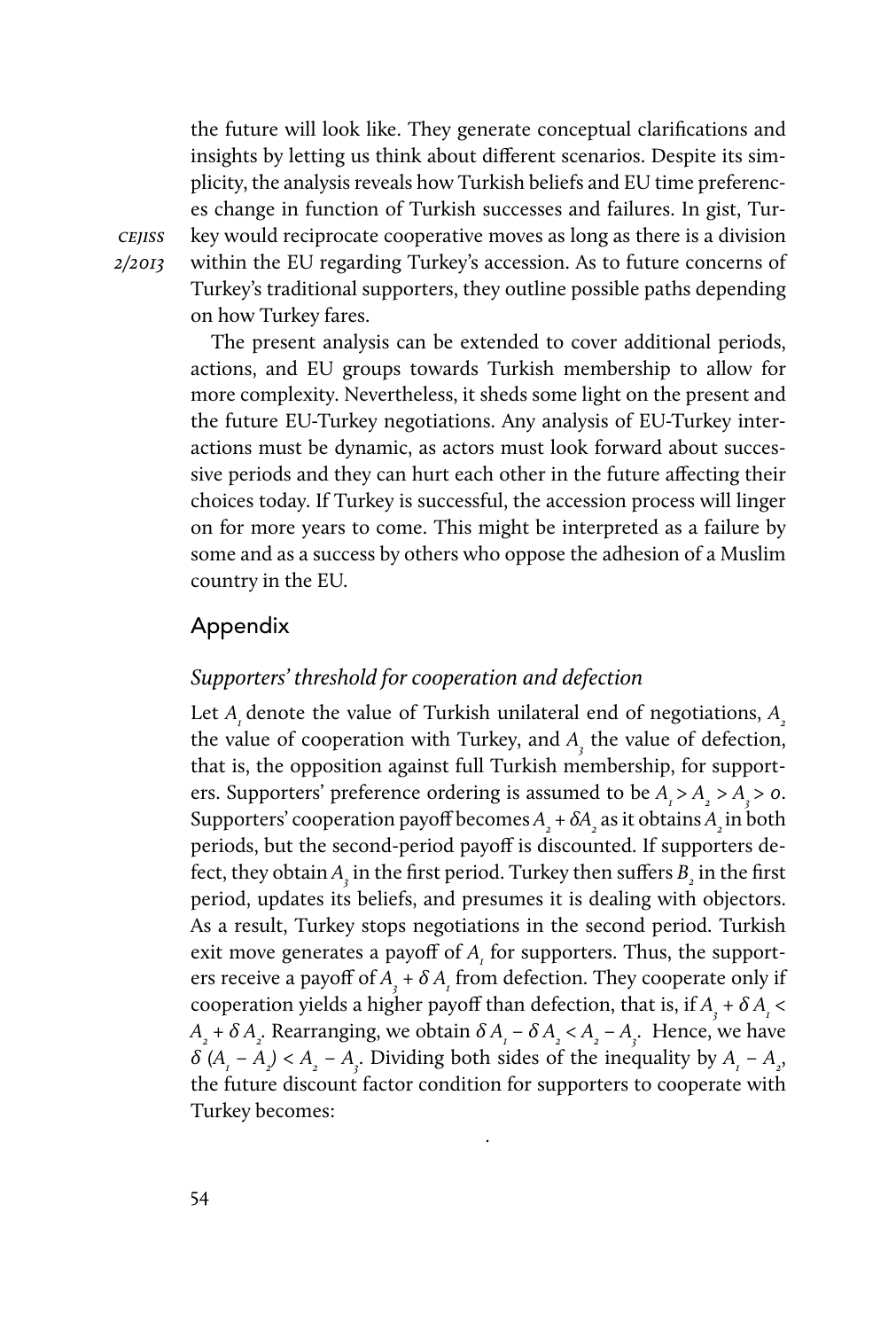the future will look like. They generate conceptual clarifications and insights by letting us think about different scenarios. Despite its simplicity, the analysis reveals how Turkish beliefs and EU time preferences change in function of Turkish successes and failures. In gist, Turkey would reciprocate cooperative moves as long as there is a division within the EU regarding Turkey's accession. As to future concerns of Turkey's traditional supporters, they outline possible paths depending on how Turkey fares.

The present analysis can be extended to cover additional periods, actions, and EU groups towards Turkish membership to allow for more complexity. Nevertheless, it sheds some light on the present and the future EU-Turkey negotiations. Any analysis of EU-Turkey interactions must be dynamic, as actors must look forward about successive periods and they can hurt each other in the future affecting their choices today. If Turkey is successful, the accession process will linger on for more years to come. This might be interpreted as a failure by some and as a success by others who oppose the adhesion of a Muslim country in the EU.

## Appendix

### *Supporters' threshold for cooperation and defection*

Let $A_1$ denote the value of Turkish unilateral end of negotiations, $A_2$ the value of cooperation with Turkey, and $A_3$ the value of defection, that is, the opposition against full Turkish membership, for supporters. Supporters' preference ordering is assumed to be $A_1 > A_2 > A_3 > 0$. Supporters' cooperation payoff becomes $A_2 + \delta A_2$ as it obtains $A_2$ in both periods, but the second-period payoff is discounted. If supporters defect, they obtain $A_3$ in the first period. Turkey then suffers $B_2$ in the first period, updates its beliefs, and presumes it is dealing with objectors. As a result, Turkey stops negotiations in the second period. Turkish exit move generates a payoff of $A_1$ for supporters. Thus, the supporters receive a payoff of $A_3 + \delta A_1$ from defection. They cooperate only if cooperation yields a higher payoff than defection, that is, if $A_3 + \delta A_1 < A_2 + \delta A_2$. Rearranging, we obtain $\delta A_1 - \delta A_2 < A_2 - A_3$. Hence, we have $\delta (A_1 - A_2) < A_2 - A_3$. Dividing both sides of the inequality by $A_1 - A_2$, the future discount factor condition for supporters to cooperate with Turkey becomes:

.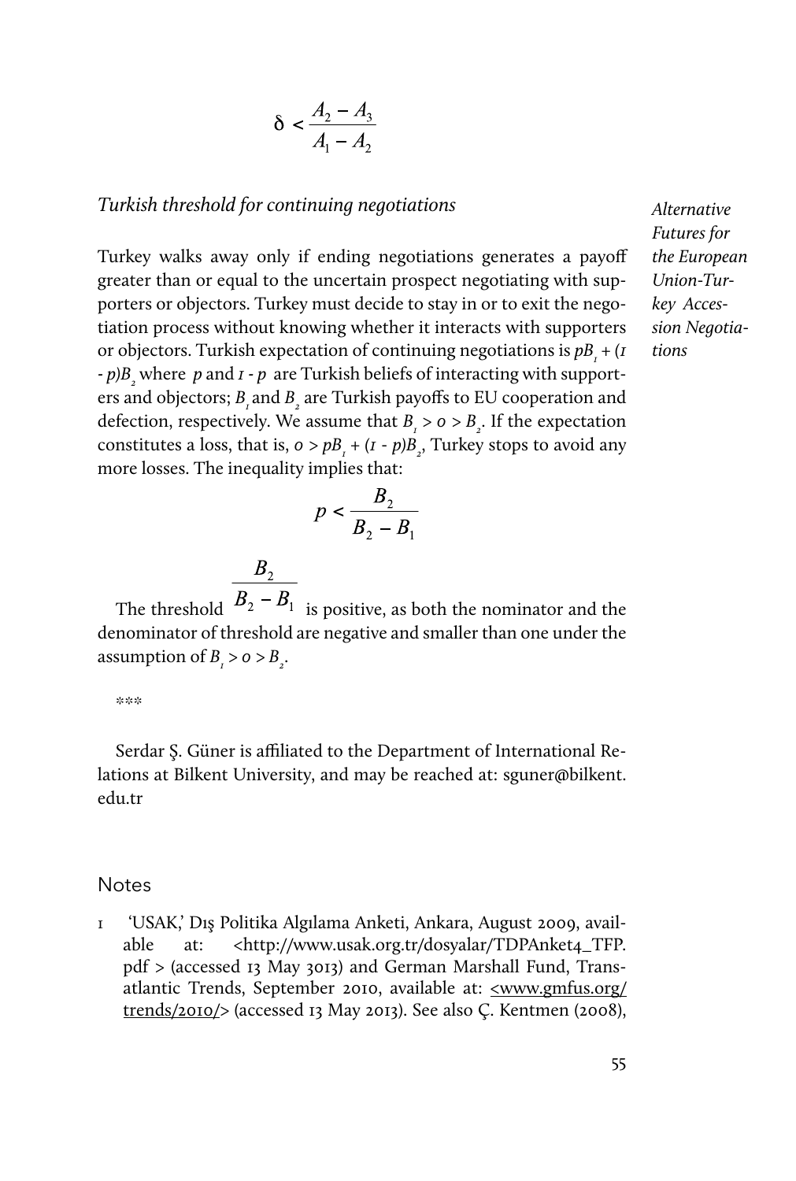$$\delta < \frac{A_2 - A_3}{A_1 - A_2}$$

*Turkish threshold for continuing negotiations*

Turkey walks away only if ending negotiations generates a payoff greater than or equal to the uncertain prospect negotiating with supporters or objectors. Turkey must decide to stay in or to exit the negotiation process without knowing whether it interacts with supporters or objectors. Turkish expectation of continuing negotiations is $pB_1 + (1 - p)B_2$ where $p$ and $1 - p$ are Turkish beliefs of interacting with supporters and objectors; $B_1$ and $B_2$ are Turkish payoffs to EU cooperation and defection, respectively. We assume that $B_1 > 0 > B_2$. If the expectation constitutes a loss, that is, $0 > pB_1 + (1 - p)B_2$, Turkey stops to avoid any more losses. The inequality implies that:

$$p < \frac{B_2}{B_2 - B_1}$$

The threshold $\frac{B_2}{B_2 - B_1}$ is positive, as both the nominator and the denominator of threshold are negative and smaller than one under the assumption of $B_1 > 0 > B_2$.

\*\*\*

Serdar Ş. Güner is affiliated to the Department of International Relations at Bilkent University, and may be reached at: sguner@bilkent.edu.tr

## Notes

1 'USAK,' Dış Politika Algılama Anketi, Ankara, August 2009, available at: <http://www.usak.org.tr/dosyalar/TDPAnket4_TFP.pdf > (accessed 13 May 3013) and German Marshall Fund, Transatlantic Trends, September 2010, available at: <www.gmfus.org/trends/2010/> (accessed 13 May 2013). See also Ç. Kentmen (2008),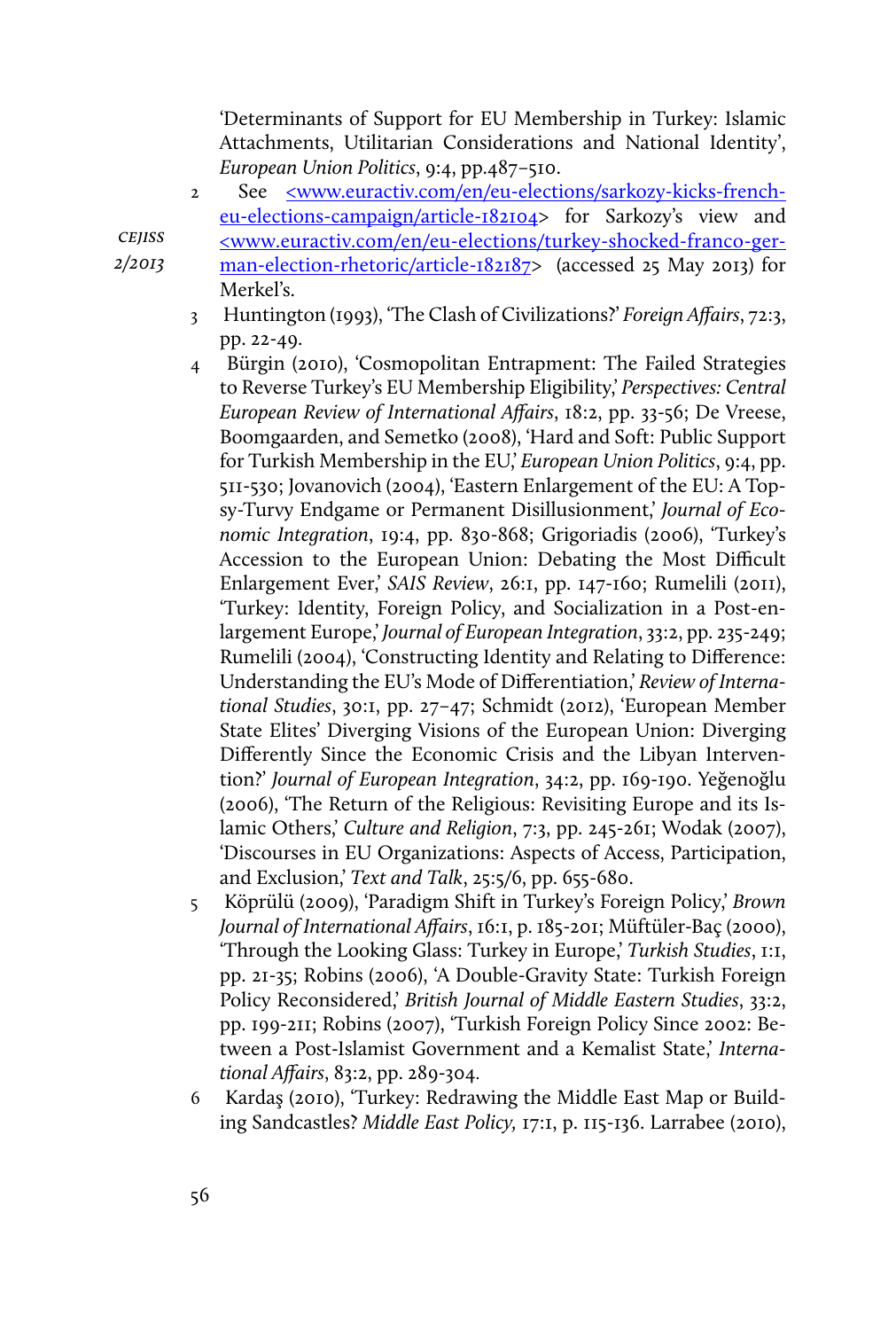'Determinants of Support for EU Membership in Turkey: Islamic Attachments, Utilitarian Considerations and National Identity', *European Union Politics*, 9:4, pp.487–510.

2 See <www.euractiv.com/en/eu-elections/sarkozy-kicks-french-eu-elections-campaign/article-182104> for Sarkozy's view and <www.euractiv.com/en/eu-elections/turkey-shocked-franco-german-election-rhetoric/article-182187> (accessed 25 May 2013) for Merkel's.

3 Huntington (1993), 'The Clash of Civilizations?' *Foreign Affairs*, 72:3, pp. 22-49.

4 Bürgin (2010), 'Cosmopolitan Entrapment: The Failed Strategies to Reverse Turkey's EU Membership Eligibility,' *Perspectives: Central European Review of International Affairs*, 18:2, pp. 33-56; De Vreese, Boomgaarden, and Semetko (2008), 'Hard and Soft: Public Support for Turkish Membership in the EU,' *European Union Politics*, 9:4, pp. 511-530; Jovanovich (2004), 'Eastern Enlargement of the EU: A Topsy-Turvy Endgame or Permanent Disillusionment,' *Journal of Economic Integration*, 19:4, pp. 830-868; Grigoriadis (2006), 'Turkey's Accession to the European Union: Debating the Most Difficult Enlargement Ever,' *SAIS Review*, 26:1, pp. 147-160; Rumelili (2011), 'Turkey: Identity, Foreign Policy, and Socialization in a Post-enlargement Europe,' *Journal of European Integration*, 33:2, pp. 235-249; Rumelili (2004), 'Constructing Identity and Relating to Difference: Understanding the EU's Mode of Differentiation,' *Review of International Studies*, 30:1, pp. 27–47; Schmidt (2012), 'European Member State Elites' Diverging Visions of the European Union: Diverging Differently Since the Economic Crisis and the Libyan Intervention?' *Journal of European Integration*, 34:2, pp. 169-190. Yeğenoğlu (2006), 'The Return of the Religious: Revisiting Europe and its Islamic Others,' *Culture and Religion*, 7:3, pp. 245-261; Wodak (2007), 'Discourses in EU Organizations: Aspects of Access, Participation, and Exclusion,' *Text and Talk*, 25:5/6, pp. 655-680.

5 Köprülü (2009), 'Paradigm Shift in Turkey's Foreign Policy,' *Brown Journal of International Affairs*, 16:1, p. 185-201; Müftüler-Baç (2000), 'Through the Looking Glass: Turkey in Europe,' *Turkish Studies*, 1:1, pp. 21-35; Robins (2006), 'A Double-Gravity State: Turkish Foreign Policy Reconsidered,' *British Journal of Middle Eastern Studies*, 33:2, pp. 199-211; Robins (2007), 'Turkish Foreign Policy Since 2002: Between a Post-Islamist Government and a Kemalist State,' *International Affairs*, 83:2, pp. 289-304.

6 Kardaş (2010), 'Turkey: Redrawing the Middle East Map or Building Sandcastles? *Middle East Policy,* 17:1, p. 115-136. Larrabee (2010),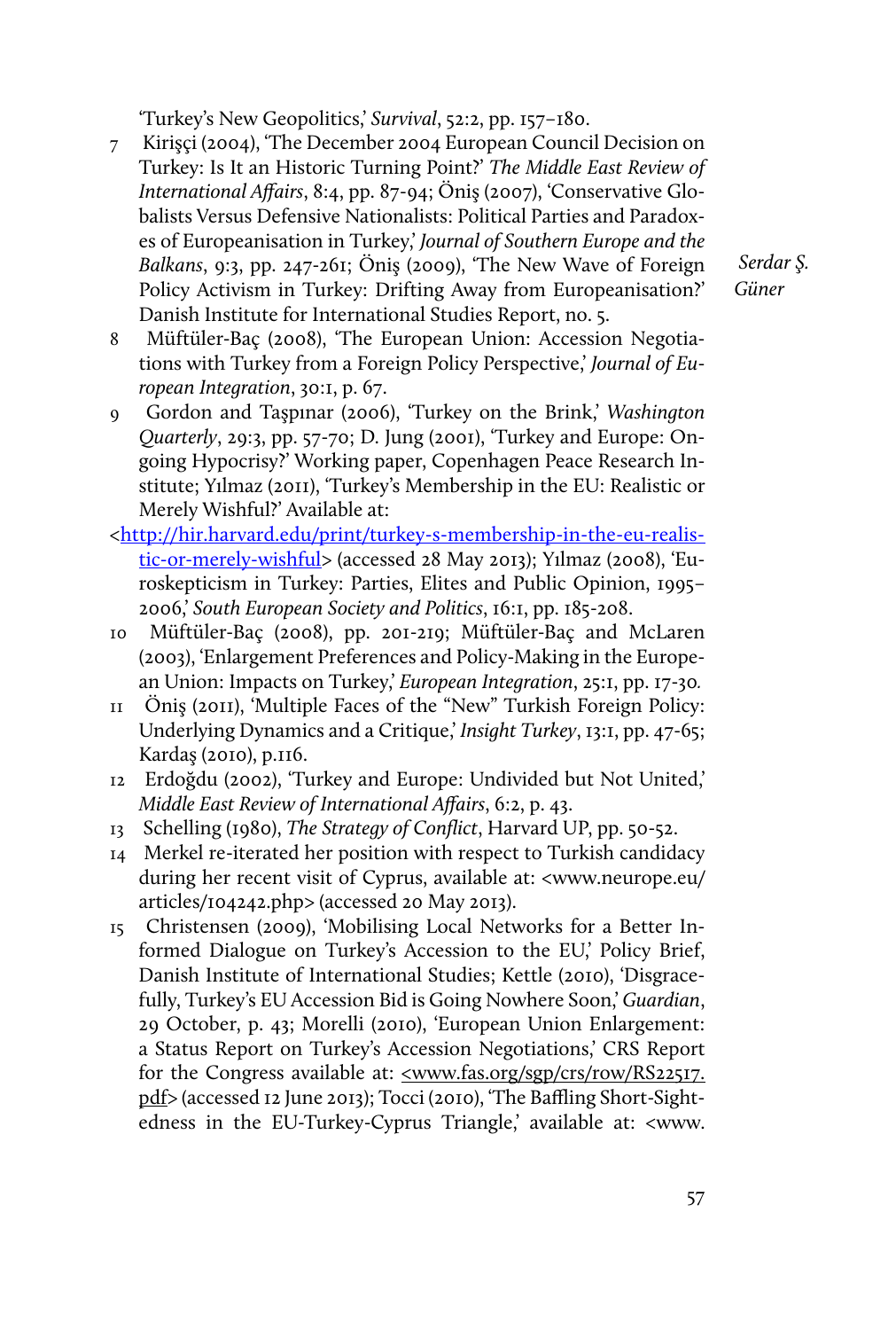'Turkey's New Geopolitics,' *Survival*, 52:2, pp. 157–180.

7 Kirişçi (2004), 'The December 2004 European Council Decision on Turkey: Is It an Historic Turning Point?' *The Middle East Review of International Affairs*, 8:4, pp. 87-94; Öniş (2007), 'Conservative Globalists Versus Defensive Nationalists: Political Parties and Paradoxes of Europeanisation in Turkey,' *Journal of Southern Europe and the Balkans*, 9:3, pp. 247-261; Öniş (2009), 'The New Wave of Foreign Policy Activism in Turkey: Drifting Away from Europeanisation?' Danish Institute for International Studies Report, no. 5.

8 Müftüler-Baç (2008), 'The European Union: Accession Negotiations with Turkey from a Foreign Policy Perspective,' *Journal of European Integration*, 30:1, p. 67.

9 Gordon and Taşpınar (2006), 'Turkey on the Brink,' *Washington Quarterly*, 29:3, pp. 57-70; D. Jung (2001), 'Turkey and Europe: Ongoing Hypocrisy?' Working paper, Copenhagen Peace Research Institute; Yılmaz (2011), 'Turkey's Membership in the EU: Realistic or Merely Wishful?' Available at: <http://hir.harvard.edu/print/turkey-s-membership-in-the-eu-realistic-or-merely-wishful> (accessed 28 May 2013); Yılmaz (2008), 'Euroskepticism in Turkey: Parties, Elites and Public Opinion, 1995–2006,' *South European Society and Politics*, 16:1, pp. 185-208.

10 Müftüler-Baç (2008), pp. 201-219; Müftüler-Baç and McLaren (2003), 'Enlargement Preferences and Policy-Making in the European Union: Impacts on Turkey,' *European Integration*, 25:1, pp. 17-30.

11 Öniş (2011), 'Multiple Faces of the "New" Turkish Foreign Policy: Underlying Dynamics and a Critique,' *Insight Turkey*, 13:1, pp. 47-65; Kardaş (2010), p.116.

12 Erdoğdu (2002), 'Turkey and Europe: Undivided but Not United,' *Middle East Review of International Affairs*, 6:2, p. 43.

13 Schelling (1980), *The Strategy of Conflict*, Harvard UP, pp. 50-52.

14 Merkel re-iterated her position with respect to Turkish candidacy during her recent visit of Cyprus, available at: <www.neurope.eu/articles/104242.php> (accessed 20 May 2013).

15 Christensen (2009), 'Mobilising Local Networks for a Better Informed Dialogue on Turkey's Accession to the EU,' Policy Brief, Danish Institute of International Studies; Kettle (2010), 'Disgracefully, Turkey's EU Accession Bid is Going Nowhere Soon,' *Guardian*, 29 October, p. 43; Morelli (2010), 'European Union Enlargement: a Status Report on Turkey's Accession Negotiations,' CRS Report for the Congress available at: <www.fas.org/sgp/crs/row/RS22517.pdf> (accessed 12 June 2013); Tocci (2010), 'The Baffling Short-Sightedness in the EU-Turkey-Cyprus Triangle,' available at: <www.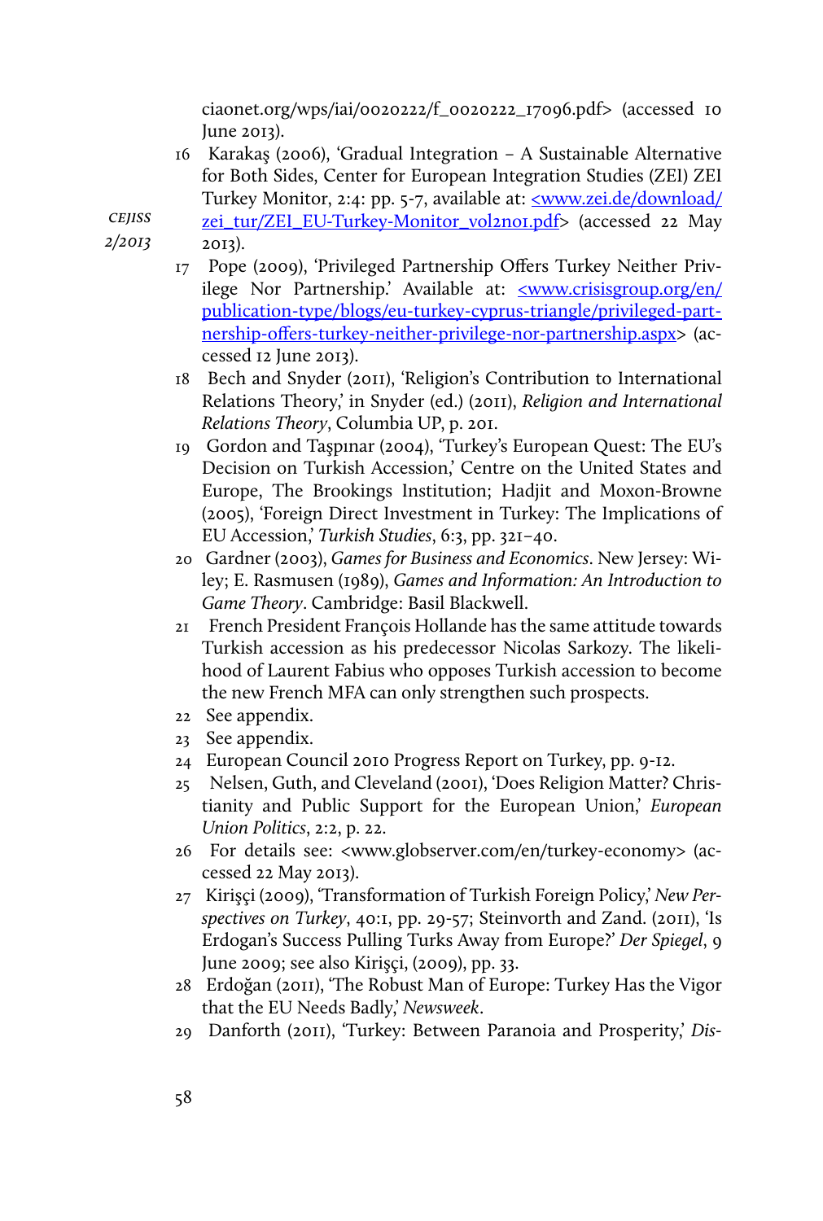ciaonet.org/wps/iai/0020222/f_0020222_17096.pdf> (accessed 10 June 2013).

16 Karakaş (2006), 'Gradual Integration – A Sustainable Alternative for Both Sides, Center for European Integration Studies (ZEI) ZEI Turkey Monitor, 2:4: pp. 5-7, available at: <www.zei.de/download/zei_tur/ZEI_EU-Turkey-Monitor_vol2no1.pdf> (accessed 22 May 2013).

17 Pope (2009), 'Privileged Partnership Offers Turkey Neither Privilege Nor Partnership.' Available at: <www.crisisgroup.org/en/publication-type/blogs/eu-turkey-cyprus-triangle/privileged-partnership-offers-turkey-neither-privilege-nor-partnership.aspx> (accessed 12 June 2013).

18 Bech and Snyder (2011), 'Religion's Contribution to International Relations Theory,' in Snyder (ed.) (2011), *Religion and International Relations Theory*, Columbia UP, p. 201.

19 Gordon and Taşpınar (2004), 'Turkey's European Quest: The EU's Decision on Turkish Accession,' Centre on the United States and Europe, The Brookings Institution; Hadjit and Moxon-Browne (2005), 'Foreign Direct Investment in Turkey: The Implications of EU Accession,' *Turkish Studies*, 6:3, pp. 321–40.

20 Gardner (2003), *Games for Business and Economics*. New Jersey: Wiley; E. Rasmusen (1989), *Games and Information: An Introduction to Game Theory*. Cambridge: Basil Blackwell.

21 French President François Hollande has the same attitude towards Turkish accession as his predecessor Nicolas Sarkozy. The likelihood of Laurent Fabius who opposes Turkish accession to become the new French MFA can only strengthen such prospects.

22 See appendix.

23 See appendix.

24 European Council 2010 Progress Report on Turkey, pp. 9-12.

25 Nelsen, Guth, and Cleveland (2001), 'Does Religion Matter? Christianity and Public Support for the European Union,' *European Union Politics*, 2:2, p. 22.

26 For details see: <www.globserver.com/en/turkey-economy> (accessed 22 May 2013).

27 Kirişçi (2009), 'Transformation of Turkish Foreign Policy,' *New Perspectives on Turkey*, 40:1, pp. 29-57; Steinvorth and Zand. (2011), 'Is Erdogan's Success Pulling Turks Away from Europe?' *Der Spiegel*, 9 June 2009; see also Kirişçi, (2009), pp. 33.

28 Erdoğan (2011), 'The Robust Man of Europe: Turkey Has the Vigor that the EU Needs Badly,' *Newsweek*.

29 Danforth (2011), 'Turkey: Between Paranoia and Prosperity,' *Dis-*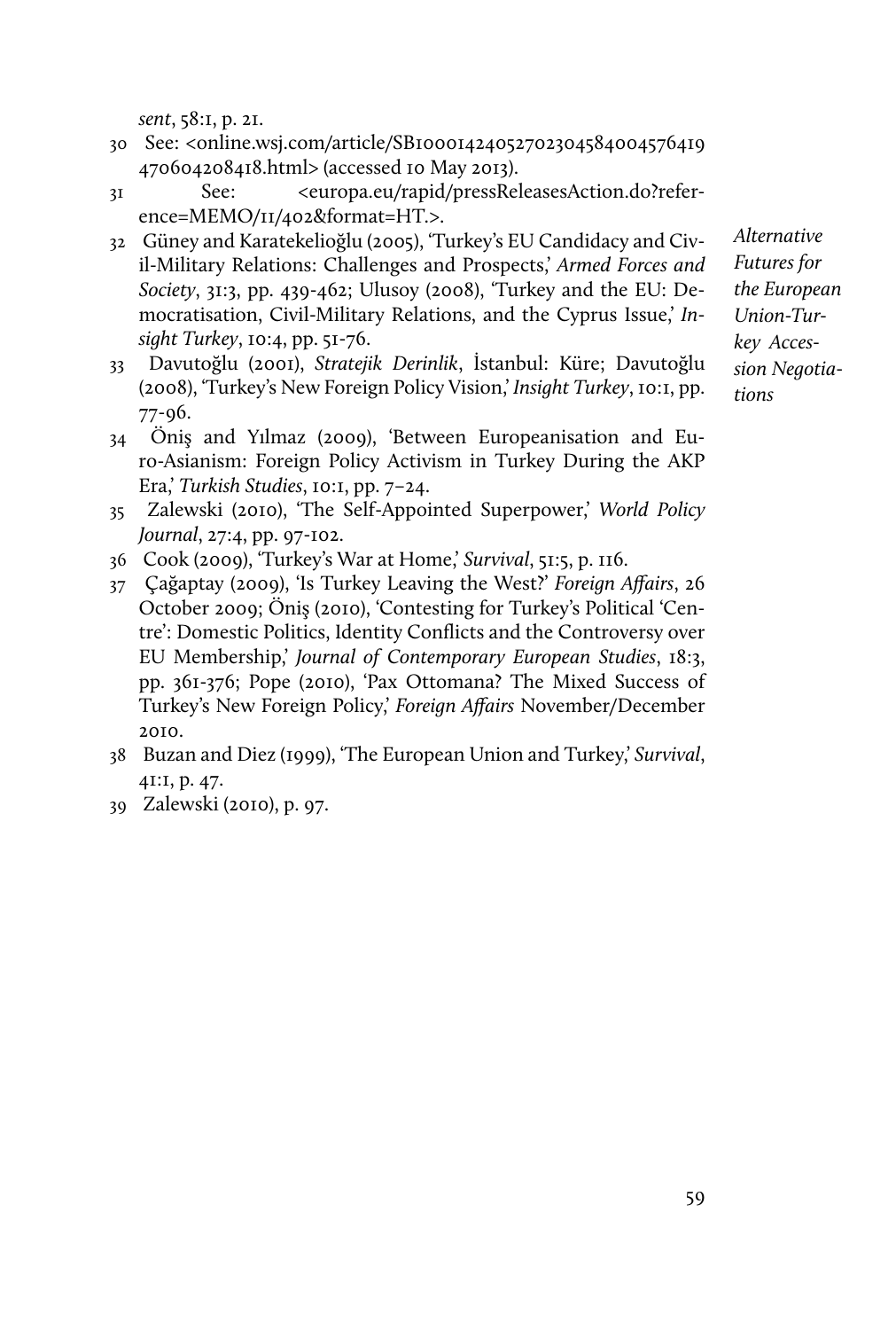*sent*, 58:1, p. 21.

30 See: <online.wsj.com/article/SB10001424052702304584004576419470604208418.html> (accessed 10 May 2013).

31 See: <europa.eu/rapid/pressReleasesAction.do?reference=MEMO/11/402&format=HT.>.

32 Güney and Karatekelioğlu (2005), 'Turkey's EU Candidacy and Civil-Military Relations: Challenges and Prospects,' *Armed Forces and Society*, 31:3, pp. 439-462; Ulusoy (2008), 'Turkey and the EU: Democratisation, Civil-Military Relations, and the Cyprus Issue,' *Insight Turkey*, 10:4, pp. 51-76.

33 Davutoğlu (2001), *Stratejik Derinlik*, İstanbul: Küre; Davutoğlu (2008), 'Turkey's New Foreign Policy Vision,' *Insight Turkey*, 10:1, pp. 77-96.

34 Öniş and Yılmaz (2009), 'Between Europeanisation and Euro-Asianism: Foreign Policy Activism in Turkey During the AKP Era,' *Turkish Studies*, 10:1, pp. 7–24.

35 Zalewski (2010), 'The Self-Appointed Superpower,' *World Policy Journal*, 27:4, pp. 97-102.

36 Cook (2009), 'Turkey's War at Home,' *Survival*, 51:5, p. 116.

37 Çağaptay (2009), 'Is Turkey Leaving the West?' *Foreign Affairs*, 26 October 2009; Öniş (2010), 'Contesting for Turkey's Political 'Centre': Domestic Politics, Identity Conflicts and the Controversy over EU Membership,' *Journal of Contemporary European Studies*, 18:3, pp. 361-376; Pope (2010), 'Pax Ottomana? The Mixed Success of Turkey's New Foreign Policy,' *Foreign Affairs* November/December 2010.

38 Buzan and Diez (1999), 'The European Union and Turkey,' *Survival*, 41:1, p. 47.

39 Zalewski (2010), p. 97.